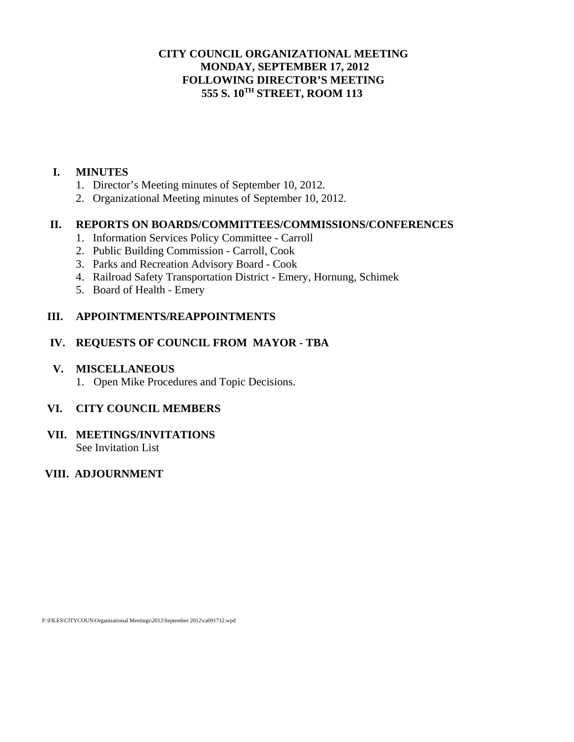# CITY COUNCIL ORGANIZATIONAL MEETING
## MONDAY, SEPTEMBER 17, 2012
## FOLLOWING DIRECTOR'S MEETING
## 555 S. 10TH STREET, ROOM 113

**I. MINUTES**

1. Director's Meeting minutes of September 10, 2012.
2. Organizational Meeting minutes of September 10, 2012.

**II. REPORTS ON BOARDS/COMMITTEES/COMMISSIONS/CONFERENCES**

1. Information Services Policy Committee - Carroll
2. Public Building Commission - Carroll, Cook
3. Parks and Recreation Advisory Board - Cook
4. Railroad Safety Transportation District - Emery, Hornung, Schimek
5. Board of Health - Emery

**III. APPOINTMENTS/REAPPOINTMENTS**

**IV. REQUESTS OF COUNCIL FROM MAYOR - TBA**

**V. MISCELLANEOUS**

1. Open Mike Procedures and Topic Decisions.

**VI. CITY COUNCIL MEMBERS**

**VII. MEETINGS/INVITATIONS**

See Invitation List

**VIII. ADJOURNMENT**

F:\FILES\CITYCOUN\Organizational Meetings\2012\September 2012\ca091712.wpd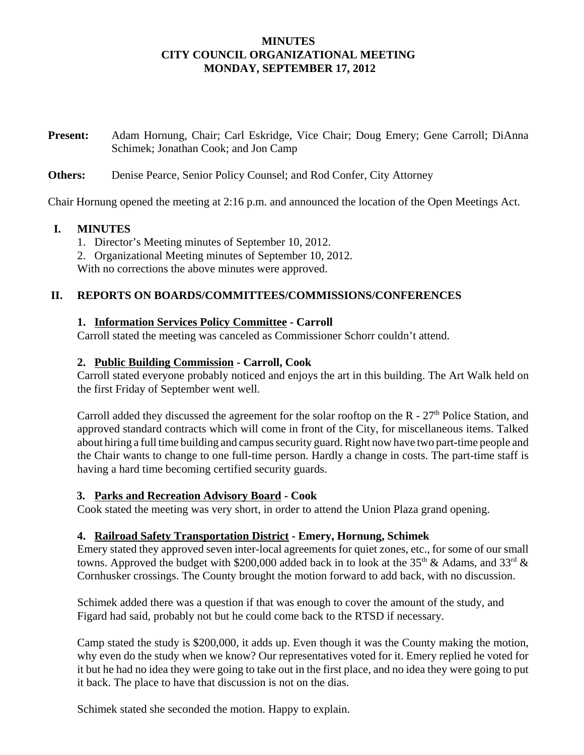**MINUTES**
**CITY COUNCIL ORGANIZATIONAL MEETING**
**MONDAY, SEPTEMBER 17, 2012**

**Present:** Adam Hornung, Chair; Carl Eskridge, Vice Chair; Doug Emery; Gene Carroll; DiAnna Schimek; Jonathan Cook; and Jon Camp

**Others:** Denise Pearce, Senior Policy Counsel; and Rod Confer, City Attorney

Chair Hornung opened the meeting at 2:16 p.m. and announced the location of the Open Meetings Act.

## I. MINUTES

1. Director's Meeting minutes of September 10, 2012.
2. Organizational Meeting minutes of September 10, 2012.

With no corrections the above minutes were approved.

## II. REPORTS ON BOARDS/COMMITTEES/COMMISSIONS/CONFERENCES

### 1. Information Services Policy Committee - Carroll

Carroll stated the meeting was canceled as Commissioner Schorr couldn't attend.

### 2. Public Building Commission - Carroll, Cook

Carroll stated everyone probably noticed and enjoys the art in this building. The Art Walk held on the first Friday of September went well.

Carroll added they discussed the agreement for the solar rooftop on the R - 27th Police Station, and approved standard contracts which will come in front of the City, for miscellaneous items. Talked about hiring a full time building and campus security guard. Right now have two part-time people and the Chair wants to change to one full-time person. Hardly a change in costs. The part-time staff is having a hard time becoming certified security guards.

### 3. Parks and Recreation Advisory Board - Cook

Cook stated the meeting was very short, in order to attend the Union Plaza grand opening.

### 4. Railroad Safety Transportation District - Emery, Hornung, Schimek

Emery stated they approved seven inter-local agreements for quiet zones, etc., for some of our small towns. Approved the budget with $200,000 added back in to look at the 35th & Adams, and 33rd & Cornhusker crossings. The County brought the motion forward to add back, with no discussion.

Schimek added there was a question if that was enough to cover the amount of the study, and Figard had said, probably not but he could come back to the RTSD if necessary.

Camp stated the study is $200,000, it adds up. Even though it was the County making the motion, why even do the study when we know? Our representatives voted for it. Emery replied he voted for it but he had no idea they were going to take out in the first place, and no idea they were going to put it back. The place to have that discussion is not on the dias.

Schimek stated she seconded the motion. Happy to explain.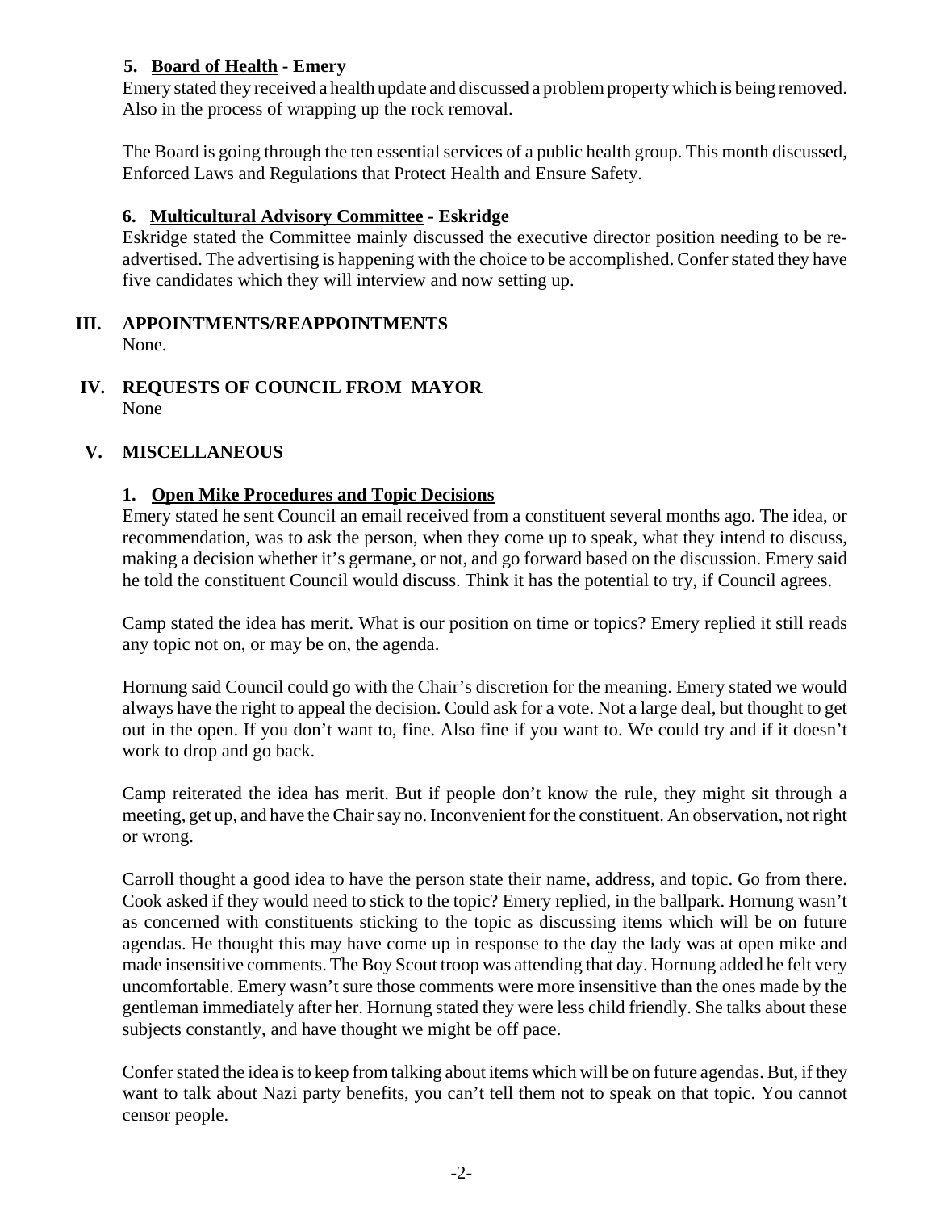**5. Board of Health - Emery**

Emery stated they received a health update and discussed a problem property which is being removed. Also in the process of wrapping up the rock removal.

The Board is going through the ten essential services of a public health group. This month discussed, Enforced Laws and Regulations that Protect Health and Ensure Safety.

**6. Multicultural Advisory Committee - Eskridge**

Eskridge stated the Committee mainly discussed the executive director position needing to be re-advertised. The advertising is happening with the choice to be accomplished. Confer stated they have five candidates which they will interview and now setting up.

## III. APPOINTMENTS/REAPPOINTMENTS

None.

## IV. REQUESTS OF COUNCIL FROM MAYOR

None

## V. MISCELLANEOUS

**1. Open Mike Procedures and Topic Decisions**

Emery stated he sent Council an email received from a constituent several months ago. The idea, or recommendation, was to ask the person, when they come up to speak, what they intend to discuss, making a decision whether it's germane, or not, and go forward based on the discussion. Emery said he told the constituent Council would discuss. Think it has the potential to try, if Council agrees.

Camp stated the idea has merit. What is our position on time or topics? Emery replied it still reads any topic not on, or may be on, the agenda.

Hornung said Council could go with the Chair's discretion for the meaning. Emery stated we would always have the right to appeal the decision. Could ask for a vote. Not a large deal, but thought to get out in the open. If you don't want to, fine. Also fine if you want to. We could try and if it doesn't work to drop and go back.

Camp reiterated the idea has merit. But if people don't know the rule, they might sit through a meeting, get up, and have the Chair say no. Inconvenient for the constituent. An observation, not right or wrong.

Carroll thought a good idea to have the person state their name, address, and topic. Go from there. Cook asked if they would need to stick to the topic? Emery replied, in the ballpark. Hornung wasn't as concerned with constituents sticking to the topic as discussing items which will be on future agendas. He thought this may have come up in response to the day the lady was at open mike and made insensitive comments. The Boy Scout troop was attending that day. Hornung added he felt very uncomfortable. Emery wasn't sure those comments were more insensitive than the ones made by the gentleman immediately after her. Hornung stated they were less child friendly. She talks about these subjects constantly, and have thought we might be off pace.

Confer stated the idea is to keep from talking about items which will be on future agendas. But, if they want to talk about Nazi party benefits, you can't tell them not to speak on that topic. You cannot censor people.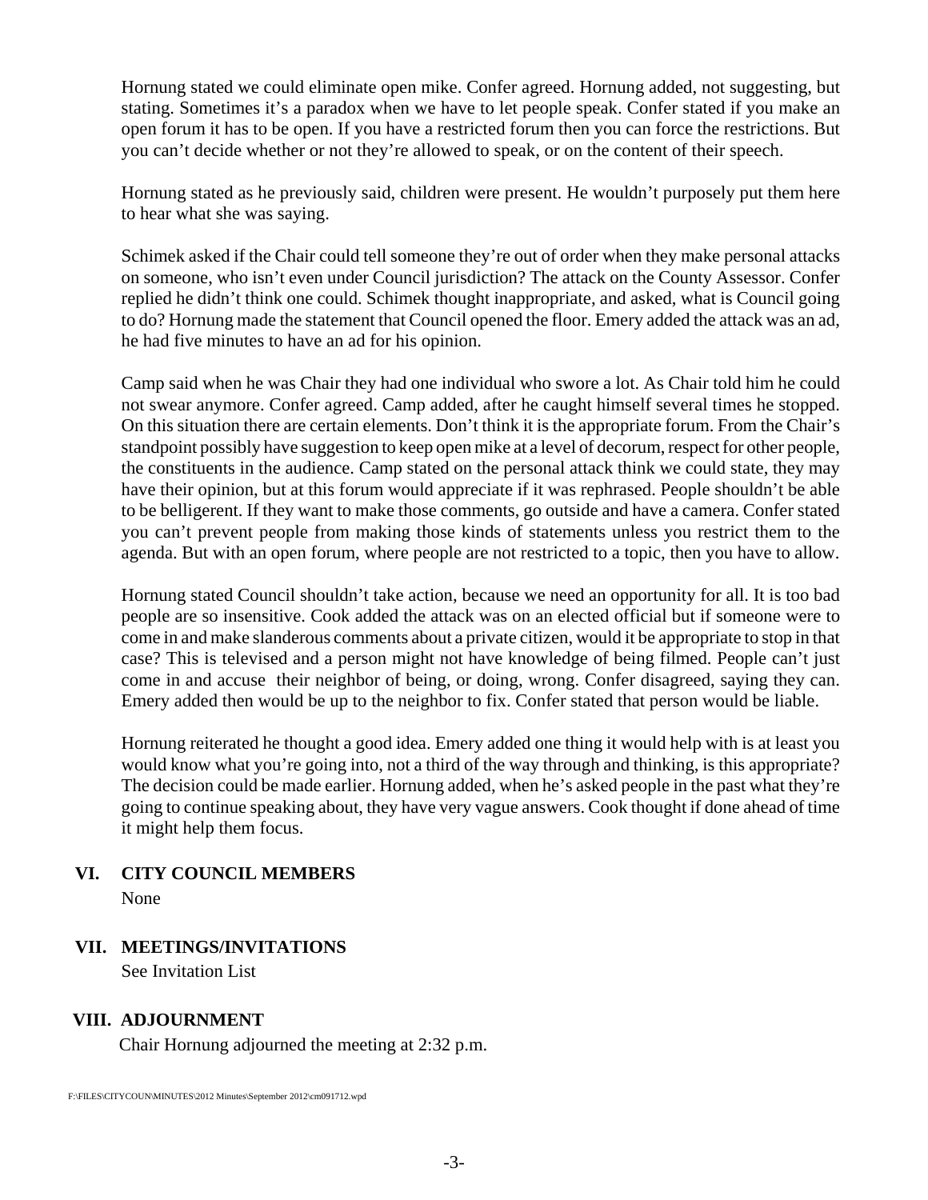Hornung stated we could eliminate open mike. Confer agreed. Hornung added, not suggesting, but stating. Sometimes it's a paradox when we have to let people speak. Confer stated if you make an open forum it has to be open. If you have a restricted forum then you can force the restrictions. But you can't decide whether or not they're allowed to speak, or on the content of their speech.

Hornung stated as he previously said, children were present. He wouldn't purposely put them here to hear what she was saying.

Schimek asked if the Chair could tell someone they're out of order when they make personal attacks on someone, who isn't even under Council jurisdiction? The attack on the County Assessor. Confer replied he didn't think one could. Schimek thought inappropriate, and asked, what is Council going to do? Hornung made the statement that Council opened the floor. Emery added the attack was an ad, he had five minutes to have an ad for his opinion.

Camp said when he was Chair they had one individual who swore a lot. As Chair told him he could not swear anymore. Confer agreed. Camp added, after he caught himself several times he stopped. On this situation there are certain elements. Don't think it is the appropriate forum. From the Chair's standpoint possibly have suggestion to keep open mike at a level of decorum, respect for other people, the constituents in the audience. Camp stated on the personal attack think we could state, they may have their opinion, but at this forum would appreciate if it was rephrased. People shouldn't be able to be belligerent. If they want to make those comments, go outside and have a camera. Confer stated you can't prevent people from making those kinds of statements unless you restrict them to the agenda. But with an open forum, where people are not restricted to a topic, then you have to allow.

Hornung stated Council shouldn't take action, because we need an opportunity for all. It is too bad people are so insensitive. Cook added the attack was on an elected official but if someone were to come in and make slanderous comments about a private citizen, would it be appropriate to stop in that case? This is televised and a person might not have knowledge of being filmed. People can't just come in and accuse their neighbor of being, or doing, wrong. Confer disagreed, saying they can. Emery added then would be up to the neighbor to fix. Confer stated that person would be liable.

Hornung reiterated he thought a good idea. Emery added one thing it would help with is at least you would know what you're going into, not a third of the way through and thinking, is this appropriate? The decision could be made earlier. Hornung added, when he's asked people in the past what they're going to continue speaking about, they have very vague answers. Cook thought if done ahead of time it might help them focus.

## VI. CITY COUNCIL MEMBERS

None

## VII. MEETINGS/INVITATIONS

See Invitation List

## VIII. ADJOURNMENT

Chair Hornung adjourned the meeting at 2:32 p.m.

F:\FILES\CITYCOUN\MINUTES\2012 Minutes\September 2012\cm091712.wpd